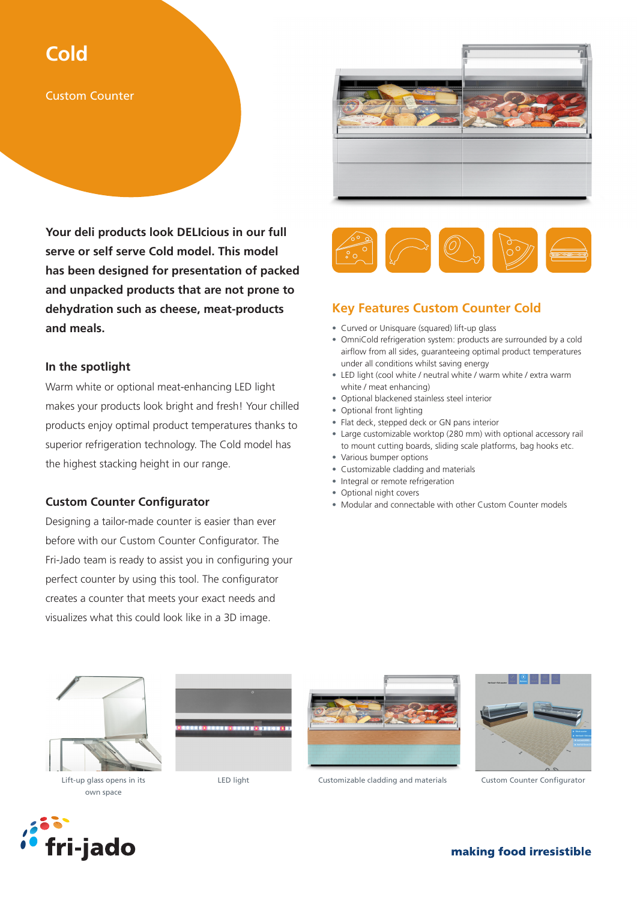# Cold

Custom Counter

**Your deli products look DELIcious in our full serve or self serve Cold model. This model has been designed for presentation of packed and unpacked products that are not prone to dehydration such as cheese, meat-products and meals.**

### In the spotlight

Warm white or optional meat-enhancing LED light makes your products look bright and fresh! Your chilled products enjoy optimal product temperatures thanks to superior refrigeration technology. The Cold model has the highest stacking height in our range.

### Custom Counter Configurator

Designing a tailor-made counter is easier than ever before with our Custom Counter Configurator. The Fri-Jado team is ready to assist you in configuring your perfect counter by using this tool. The configurator creates a counter that meets your exact needs and visualizes what this could look like in a 3D image.

## Key Features Custom Counter Cold

- Curved or Unisquare (squared) lift-up glass
- OmniCold refrigeration system: products are surrounded by a cold airflow from all sides, guaranteeing optimal product temperatures under all conditions whilst saving energy
- LED light (cool white / neutral white / warm white / extra warm white / meat enhancing)
- Optional blackened stainless steel interior
- Optional front lighting
- Flat deck, stepped deck or GN pans interior
- Large customizable worktop (280 mm) with optional accessory rail to mount cutting boards, sliding scale platforms, bag hooks etc.
- Various bumper options
- Customizable cladding and materials
- Integral or remote refrigeration
- Optional night covers
- Modular and connectable with other Custom Counter models

Lift-up glass opens in its own space

LED light

Customizable cladding and materials

Custom Counter Configurator

fri-jado

**making food irresistible**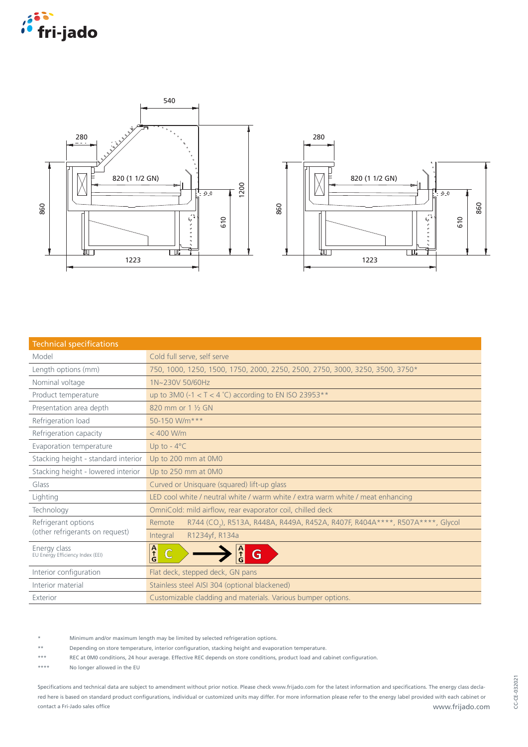540

280

820 (1 1/2 GN)

860

610

1200

1223

280

820 (1 1/2 GN)

860

610

860

1223

| Technical specifications | | |
|---|---|---|
| Model | Cold full serve, self serve | |
| Length options (mm) | 750, 1000, 1250, 1500, 1750, 2000, 2250, 2500, 2750, 3000, 3250, 3500, 3750* | |
| Nominal voltage | 1N~230V 50/60Hz | |
| Product temperature | up to 3M0 (-1 < T < 4 °C) according to EN ISO 23953** | |
| Presentation area depth | 820 mm or 1 ½ GN | |
| Refrigeration load | 50-150 W/m*** | |
| Refrigeration capacity | < 400 W/m | |
| Evaporation temperature | Up to - 4°C | |
| Stacking height - standard interior | Up to 200 mm at 0M0 | |
| Stacking height - lowered interior | Up to 250 mm at 0M0 | |
| Glass | Curved or Unisquare (squared) lift-up glass | |
| Lighting | LED cool white / neutral white / warm white / extra warm white / meat enhancing | |
| Technology | OmniCold: mild airflow, rear evaporator coil, chilled deck | |
| Refrigerant options (other refrigerants on request) | Remote | R744 ($CO_2$), R513A, R448A, R449A, R452A, R407F, R404A****, R507A****, Glycol |
| | Integral | R1234yf, R134a |
| Energy class EU Energy Efficiency Index (EEI) | C → G | |
| Interior configuration | Flat deck, stepped deck, GN pans | |
| Interior material | Stainless steel AISI 304 (optional blackened) | |
| Exterior | Customizable cladding and materials. Various bumper options. | |

\* Minimum and/or maximum length may be limited by selected refrigeration options.

** Depending on store temperature, interior configuration, stacking height and evaporation temperature.

*** REC at 0M0 conditions, 24 hour average. Effective REC depends on store conditions, product load and cabinet configuration.

**** No longer allowed in the EU

Specifications and technical data are subject to amendment without prior notice. Please check www.frijado.com for the latest information and specifications. The energy class declared here is based on standard product configurations, individual or customized units may differ. For more information please refer to the energy label provided with each cabinet or contact a Fri-Jado sales office

www.frijado.com

CC-CE-032021